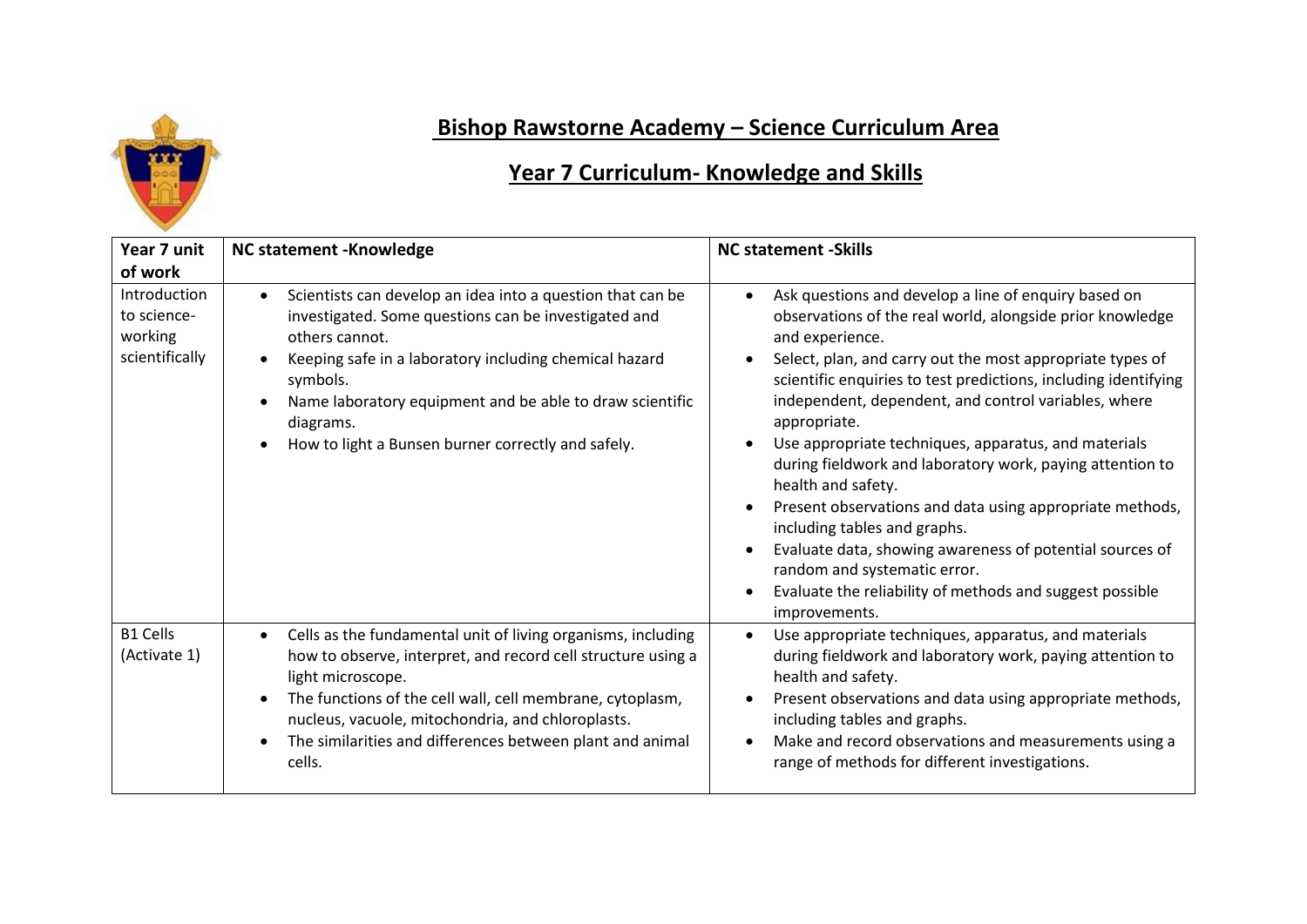# Bishop Rawstorne Academy – Science Curriculum Area

## Year 7 Curriculum- Knowledge and Skills

| Year 7 unit of work | NC statement -Knowledge | NC statement -Skills |
|---|---|---|
| Introduction to science- working scientifically | • Scientists can develop an idea into a question that can be investigated. Some questions can be investigated and others cannot.<br>• Keeping safe in a laboratory including chemical hazard symbols.<br>• Name laboratory equipment and be able to draw scientific diagrams.<br>• How to light a Bunsen burner correctly and safely. | • Ask questions and develop a line of enquiry based on observations of the real world, alongside prior knowledge and experience.<br>• Select, plan, and carry out the most appropriate types of scientific enquiries to test predictions, including identifying independent, dependent, and control variables, where appropriate.<br>• Use appropriate techniques, apparatus, and materials during fieldwork and laboratory work, paying attention to health and safety.<br>• Present observations and data using appropriate methods, including tables and graphs.<br>• Evaluate data, showing awareness of potential sources of random and systematic error.<br>• Evaluate the reliability of methods and suggest possible improvements. |
| B1 Cells (Activate 1) | • Cells as the fundamental unit of living organisms, including how to observe, interpret, and record cell structure using a light microscope.<br>• The functions of the cell wall, cell membrane, cytoplasm, nucleus, vacuole, mitochondria, and chloroplasts.<br>• The similarities and differences between plant and animal cells. | • Use appropriate techniques, apparatus, and materials during fieldwork and laboratory work, paying attention to health and safety.<br>• Present observations and data using appropriate methods, including tables and graphs.<br>• Make and record observations and measurements using a range of methods for different investigations. |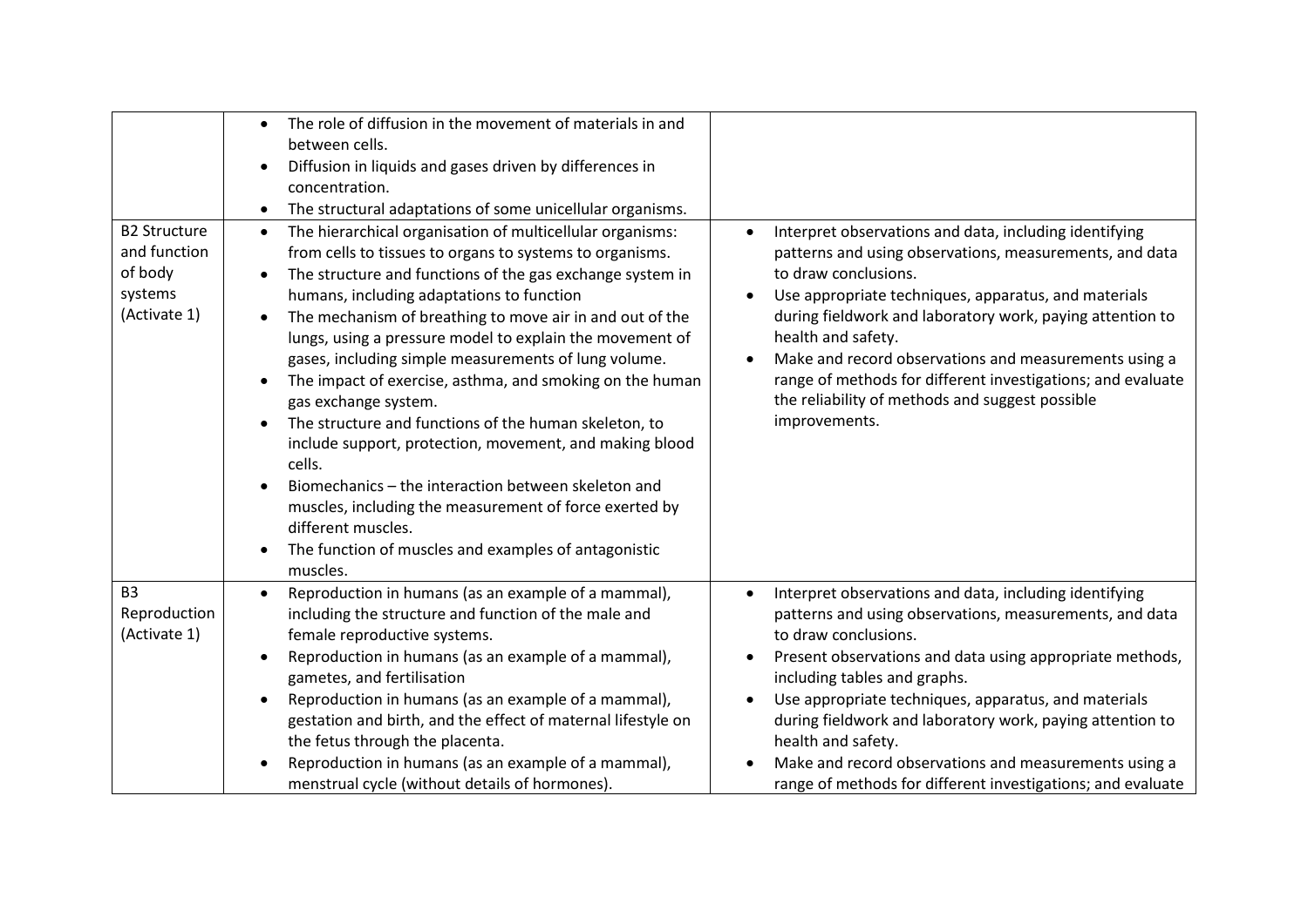| | | |
|---|---|---|
| | • The role of diffusion in the movement of materials in and between cells.<br>• Diffusion in liquids and gases driven by differences in concentration.<br>• The structural adaptations of some unicellular organisms. | |
| B2 Structure and function of body systems (Activate 1) | • The hierarchical organisation of multicellular organisms: from cells to tissues to organs to systems to organisms.<br>• The structure and functions of the gas exchange system in humans, including adaptations to function<br>• The mechanism of breathing to move air in and out of the lungs, using a pressure model to explain the movement of gases, including simple measurements of lung volume.<br>• The impact of exercise, asthma, and smoking on the human gas exchange system.<br>• The structure and functions of the human skeleton, to include support, protection, movement, and making blood cells.<br>• Biomechanics – the interaction between skeleton and muscles, including the measurement of force exerted by different muscles.<br>• The function of muscles and examples of antagonistic muscles. | • Interpret observations and data, including identifying patterns and using observations, measurements, and data to draw conclusions.<br>• Use appropriate techniques, apparatus, and materials during fieldwork and laboratory work, paying attention to health and safety.<br>• Make and record observations and measurements using a range of methods for different investigations; and evaluate the reliability of methods and suggest possible improvements. |
| B3 Reproduction (Activate 1) | • Reproduction in humans (as an example of a mammal), including the structure and function of the male and female reproductive systems.<br>• Reproduction in humans (as an example of a mammal), gametes, and fertilisation<br>• Reproduction in humans (as an example of a mammal), gestation and birth, and the effect of maternal lifestyle on the fetus through the placenta.<br>• Reproduction in humans (as an example of a mammal), menstrual cycle (without details of hormones). | • Interpret observations and data, including identifying patterns and using observations, measurements, and data to draw conclusions.<br>• Present observations and data using appropriate methods, including tables and graphs.<br>• Use appropriate techniques, apparatus, and materials during fieldwork and laboratory work, paying attention to health and safety.<br>• Make and record observations and measurements using a range of methods for different investigations; and evaluate |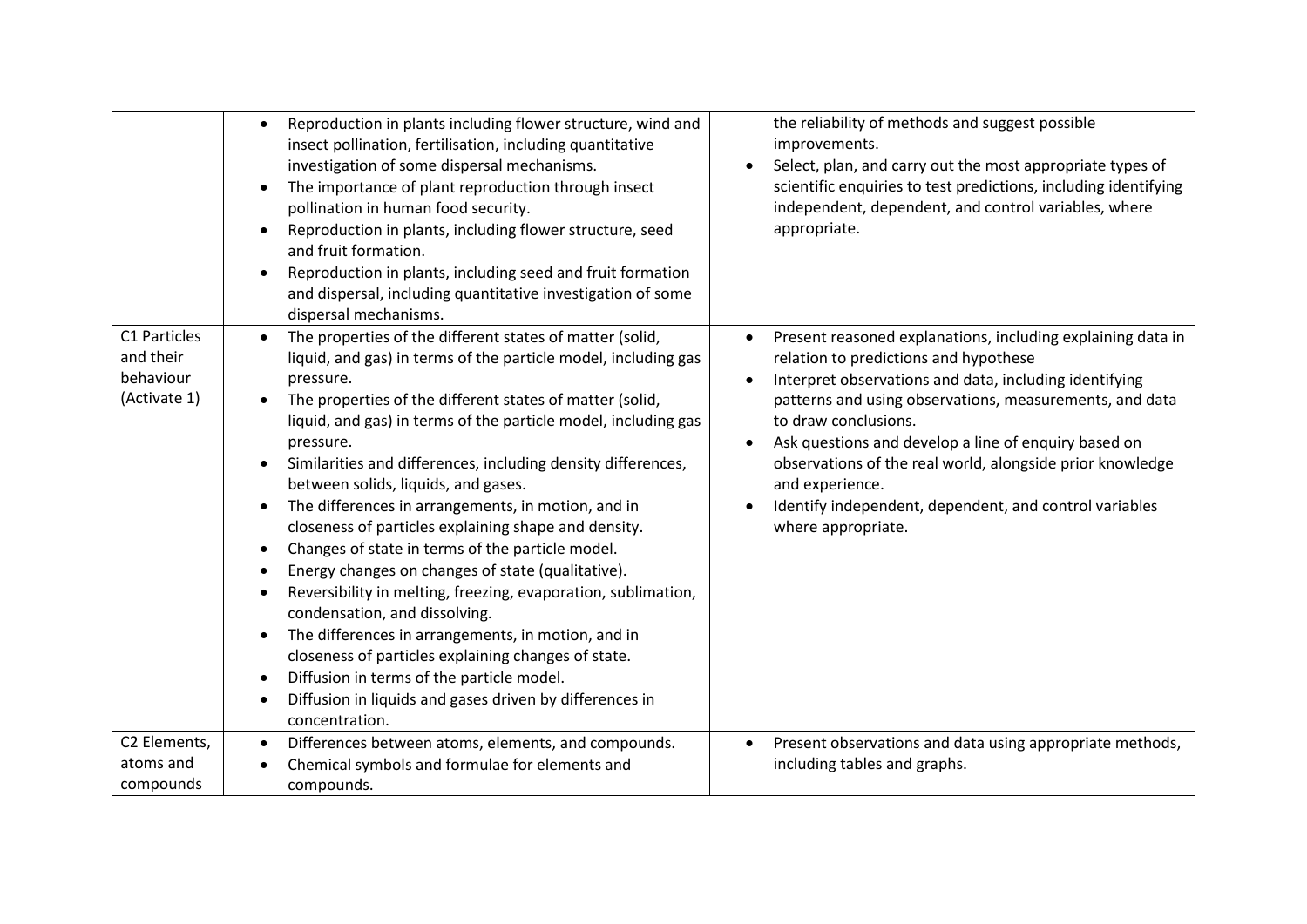| | | |
|---|---|---|
| | • Reproduction in plants including flower structure, wind and insect pollination, fertilisation, including quantitative investigation of some dispersal mechanisms.<br>• The importance of plant reproduction through insect pollination in human food security.<br>• Reproduction in plants, including flower structure, seed and fruit formation.<br>• Reproduction in plants, including seed and fruit formation and dispersal, including quantitative investigation of some dispersal mechanisms. | the reliability of methods and suggest possible improvements.<br>• Select, plan, and carry out the most appropriate types of scientific enquiries to test predictions, including identifying independent, dependent, and control variables, where appropriate. |
| C1 Particles and their behaviour (Activate 1) | • The properties of the different states of matter (solid, liquid, and gas) in terms of the particle model, including gas pressure.<br>• The properties of the different states of matter (solid, liquid, and gas) in terms of the particle model, including gas pressure.<br>• Similarities and differences, including density differences, between solids, liquids, and gases.<br>• The differences in arrangements, in motion, and in closeness of particles explaining shape and density.<br>• Changes of state in terms of the particle model.<br>• Energy changes on changes of state (qualitative).<br>• Reversibility in melting, freezing, evaporation, sublimation, condensation, and dissolving.<br>• The differences in arrangements, in motion, and in closeness of particles explaining changes of state.<br>• Diffusion in terms of the particle model.<br>• Diffusion in liquids and gases driven by differences in concentration. | • Present reasoned explanations, including explaining data in relation to predictions and hypothese<br>• Interpret observations and data, including identifying patterns and using observations, measurements, and data to draw conclusions.<br>• Ask questions and develop a line of enquiry based on observations of the real world, alongside prior knowledge and experience.<br>• Identify independent, dependent, and control variables where appropriate. |
| C2 Elements, atoms and compounds | • Differences between atoms, elements, and compounds.<br>• Chemical symbols and formulae for elements and compounds. | • Present observations and data using appropriate methods, including tables and graphs. |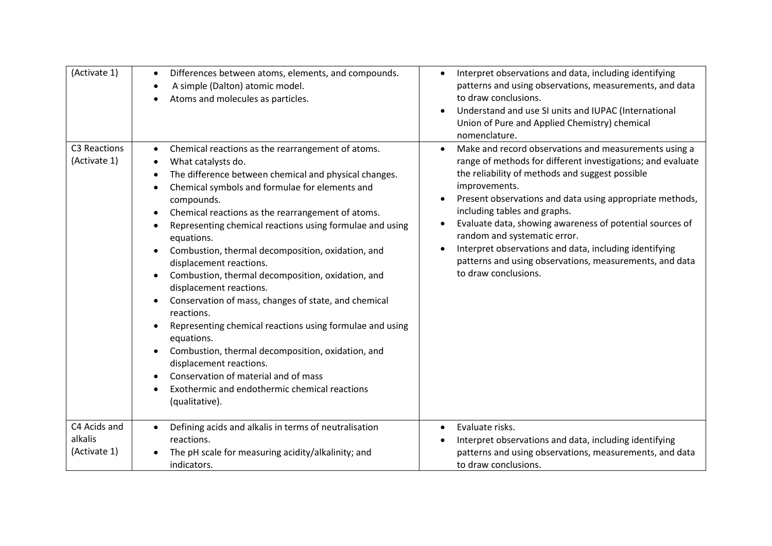| | | |
|---|---|---|
| (Activate 1) | • Differences between atoms, elements, and compounds.<br>• A simple (Dalton) atomic model.<br>• Atoms and molecules as particles. | • Interpret observations and data, including identifying patterns and using observations, measurements, and data to draw conclusions.<br>• Understand and use SI units and IUPAC (International Union of Pure and Applied Chemistry) chemical nomenclature. |
| C3 Reactions (Activate 1) | • Chemical reactions as the rearrangement of atoms.<br>• What catalysts do.<br>• The difference between chemical and physical changes.<br>• Chemical symbols and formulae for elements and compounds.<br>• Chemical reactions as the rearrangement of atoms.<br>• Representing chemical reactions using formulae and using equations.<br>• Combustion, thermal decomposition, oxidation, and displacement reactions.<br>• Combustion, thermal decomposition, oxidation, and displacement reactions.<br>• Conservation of mass, changes of state, and chemical reactions.<br>• Representing chemical reactions using formulae and using equations.<br>• Combustion, thermal decomposition, oxidation, and displacement reactions.<br>• Conservation of material and of mass<br>• Exothermic and endothermic chemical reactions (qualitative). | • Make and record observations and measurements using a range of methods for different investigations; and evaluate the reliability of methods and suggest possible improvements.<br>• Present observations and data using appropriate methods, including tables and graphs.<br>• Evaluate data, showing awareness of potential sources of random and systematic error.<br>• Interpret observations and data, including identifying patterns and using observations, measurements, and data to draw conclusions. |
| C4 Acids and alkalis (Activate 1) | • Defining acids and alkalis in terms of neutralisation reactions.<br>• The pH scale for measuring acidity/alkalinity; and indicators. | • Evaluate risks.<br>• Interpret observations and data, including identifying patterns and using observations, measurements, and data to draw conclusions. |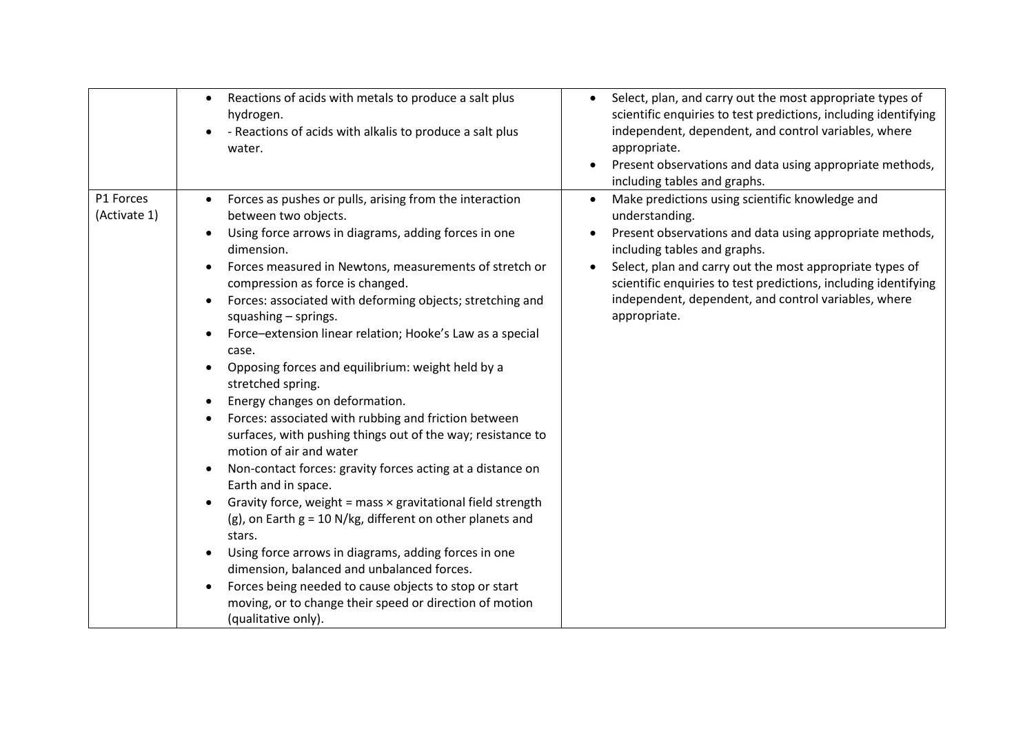| | | |
|---|---|---|
| | • Reactions of acids with metals to produce a salt plus hydrogen.<br>• - Reactions of acids with alkalis to produce a salt plus water. | • Select, plan, and carry out the most appropriate types of scientific enquiries to test predictions, including identifying independent, dependent, and control variables, where appropriate.<br>• Present observations and data using appropriate methods, including tables and graphs. |
| P1 Forces (Activate 1) | • Forces as pushes or pulls, arising from the interaction between two objects.<br>• Using force arrows in diagrams, adding forces in one dimension.<br>• Forces measured in Newtons, measurements of stretch or compression as force is changed.<br>• Forces: associated with deforming objects; stretching and squashing – springs.<br>• Force–extension linear relation; Hooke's Law as a special case.<br>• Opposing forces and equilibrium: weight held by a stretched spring.<br>• Energy changes on deformation.<br>• Forces: associated with rubbing and friction between surfaces, with pushing things out of the way; resistance to motion of air and water<br>• Non-contact forces: gravity forces acting at a distance on Earth and in space.<br>• Gravity force, weight = mass × gravitational field strength (g), on Earth g = 10 N/kg, different on other planets and stars.<br>• Using force arrows in diagrams, adding forces in one dimension, balanced and unbalanced forces.<br>• Forces being needed to cause objects to stop or start moving, or to change their speed or direction of motion (qualitative only). | • Make predictions using scientific knowledge and understanding.<br>• Present observations and data using appropriate methods, including tables and graphs.<br>• Select, plan and carry out the most appropriate types of scientific enquiries to test predictions, including identifying independent, dependent, and control variables, where appropriate. |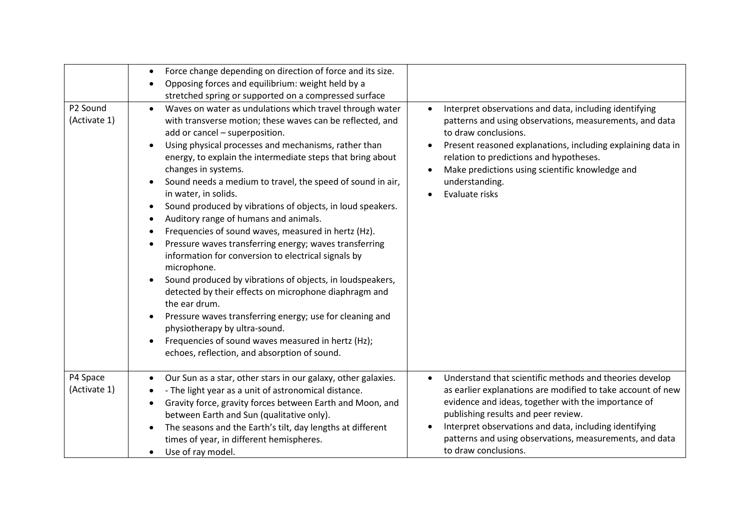| | | |
|---|---|---|
| | • Force change depending on direction of force and its size.<br>• Opposing forces and equilibrium: weight held by a stretched spring or supported on a compressed surface | |
| P2 Sound (Activate 1) | • Waves on water as undulations which travel through water with transverse motion; these waves can be reflected, and add or cancel – superposition.<br>• Using physical processes and mechanisms, rather than energy, to explain the intermediate steps that bring about changes in systems.<br>• Sound needs a medium to travel, the speed of sound in air, in water, in solids.<br>• Sound produced by vibrations of objects, in loud speakers.<br>• Auditory range of humans and animals.<br>• Frequencies of sound waves, measured in hertz (Hz).<br>• Pressure waves transferring energy; waves transferring information for conversion to electrical signals by microphone.<br>• Sound produced by vibrations of objects, in loudspeakers, detected by their effects on microphone diaphragm and the ear drum.<br>• Pressure waves transferring energy; use for cleaning and physiotherapy by ultra-sound.<br>• Frequencies of sound waves measured in hertz (Hz); echoes, reflection, and absorption of sound. | • Interpret observations and data, including identifying patterns and using observations, measurements, and data to draw conclusions.<br>• Present reasoned explanations, including explaining data in relation to predictions and hypotheses.<br>• Make predictions using scientific knowledge and understanding.<br>• Evaluate risks |
| P4 Space (Activate 1) | • Our Sun as a star, other stars in our galaxy, other galaxies.<br>• - The light year as a unit of astronomical distance.<br>• Gravity force, gravity forces between Earth and Moon, and between Earth and Sun (qualitative only).<br>• The seasons and the Earth's tilt, day lengths at different times of year, in different hemispheres.<br>• Use of ray model. | • Understand that scientific methods and theories develop as earlier explanations are modified to take account of new evidence and ideas, together with the importance of publishing results and peer review.<br>• Interpret observations and data, including identifying patterns and using observations, measurements, and data to draw conclusions. |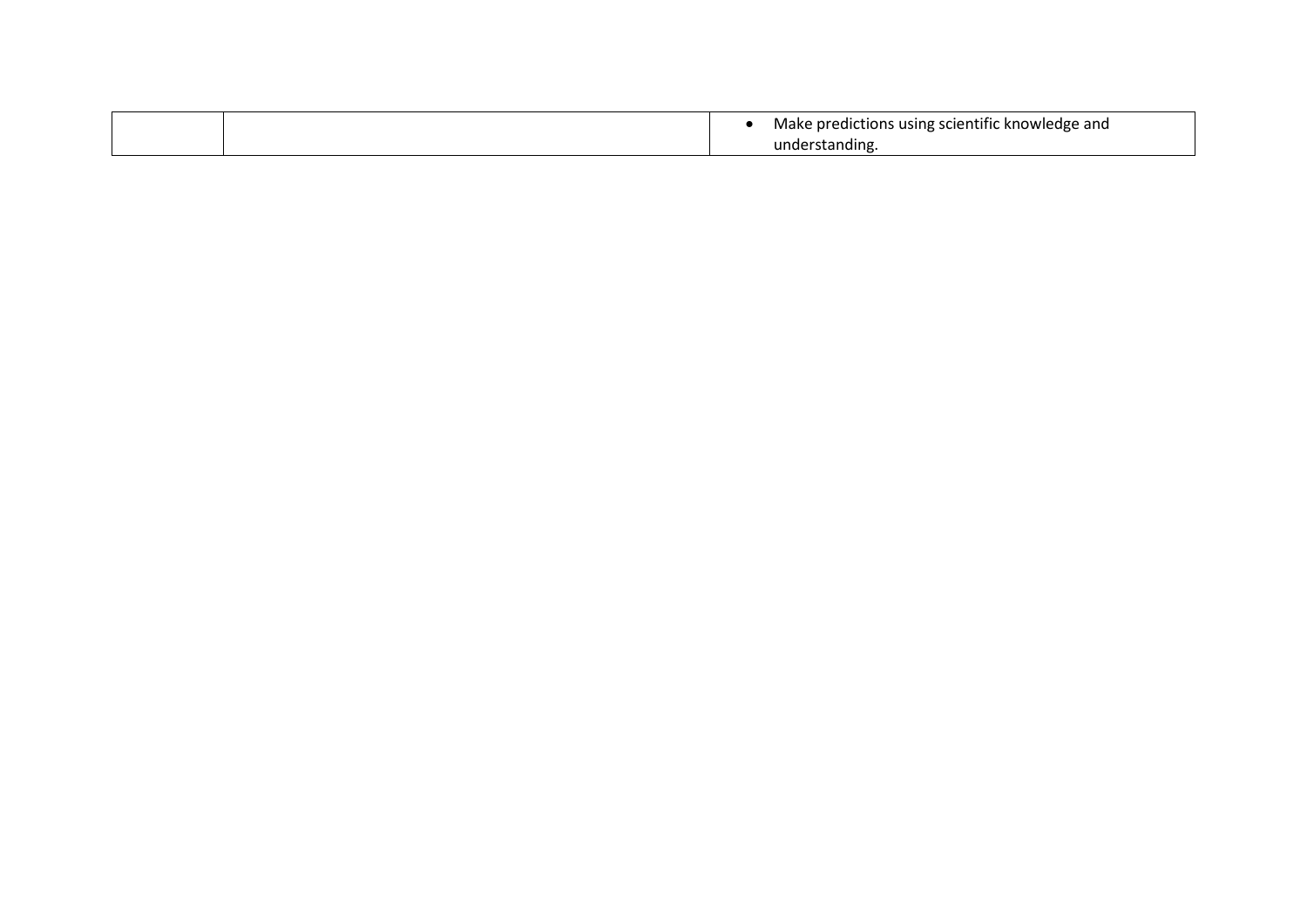| | | |
|---|---|---|
| | | • Make predictions using scientific knowledge and understanding. |